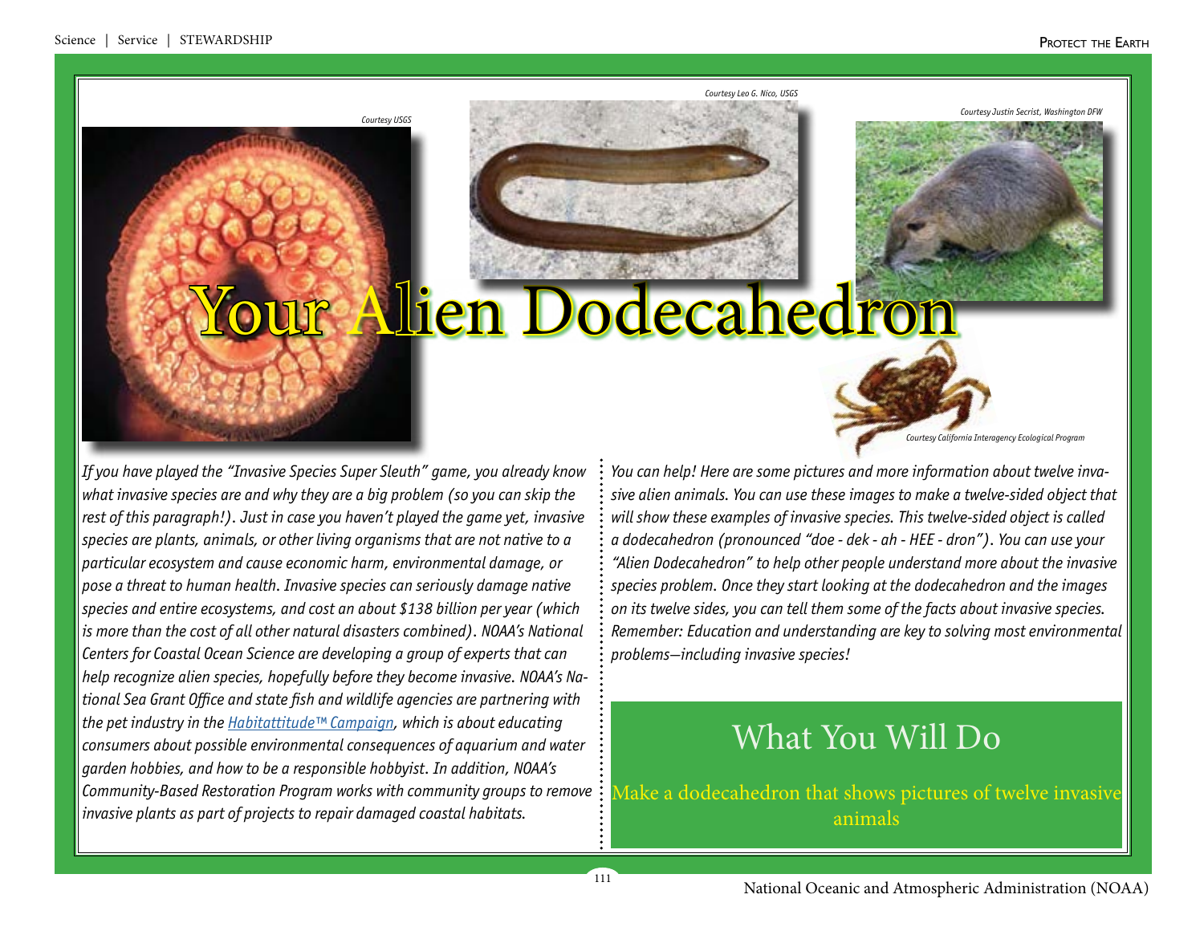# Your Alien Dodecahedron

Courtesy USGS

Courtesy Leo G. Nico, USGS

Courtesy Justin Secrist, Washington DFW

Courtesy California Interagency Ecological Program

*If you have played the "Invasive Species Super Sleuth" game, you already know what invasive species are and why they are a big problem (so you can skip the rest of this paragraph!). Just in case you haven't played the game yet, invasive species are plants, animals, or other living organisms that are not native to a particular ecosystem and cause economic harm, environmental damage, or pose a threat to human health. Invasive species can seriously damage native species and entire ecosystems, and cost an about $138 billion per year (which is more than the cost of all other natural disasters combined). NOAA's National Centers for Coastal Ocean Science are developing a group of experts that can help recognize alien species, hopefully before they become invasive. NOAA's National Sea Grant Office and state fish and wildlife agencies are partnering with the pet industry in the Habitattitude™ Campaign, which is about educating consumers about possible environmental consequences of aquarium and water garden hobbies, and how to be a responsible hobbyist. In addition, NOAA's Community-Based Restoration Program works with community groups to remove invasive plants as part of projects to repair damaged coastal habitats.*

*You can help! Here are some pictures and more information about twelve invasive alien animals. You can use these images to make a twelve-sided object that will show these examples of invasive species. This twelve-sided object is called a dodecahedron (pronounced "doe - dek - ah - HEE - dron"). You can use your "Alien Dodecahedron" to help other people understand more about the invasive species problem. Once they start looking at the dodecahedron and the images on its twelve sides, you can tell them some of the facts about invasive species. Remember: Education and understanding are key to solving most environmental problems—including invasive species!*

## What You Will Do

Make a dodecahedron that shows pictures of twelve invasive animals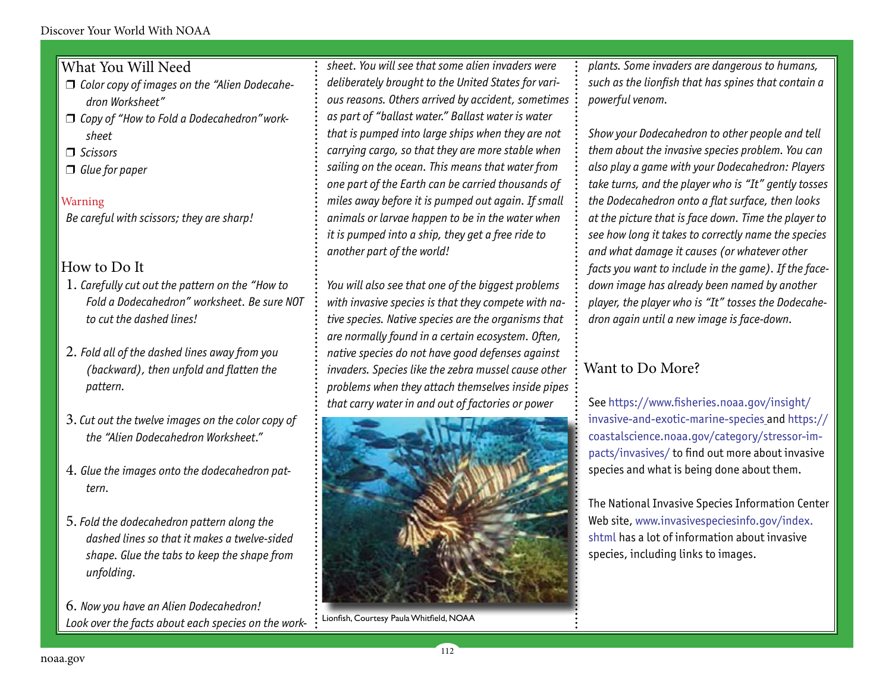## What You Will Need

- ❒ *Color copy of images on the "Alien Dodecahedron Worksheet"*
- ❒ *Copy of "How to Fold a Dodecahedron" worksheet*
- ❒ *Scissors*
- ❒ *Glue for paper*

Warning

*Be careful with scissors; they are sharp!*

## How to Do It

1. *Carefully cut out the pattern on the "How to Fold a Dodecahedron" worksheet. Be sure NOT to cut the dashed lines!*

2. *Fold all of the dashed lines away from you (backward), then unfold and flatten the pattern.*

3. *Cut out the twelve images on the color copy of the "Alien Dodecahedron Worksheet."*

4. *Glue the images onto the dodecahedron pattern.*

5. *Fold the dodecahedron pattern along the dashed lines so that it makes a twelve-sided shape. Glue the tabs to keep the shape from unfolding.*

6. *Now you have an Alien Dodecahedron!*

*Look over the facts about each species on the worksheet. You will see that some alien invaders were deliberately brought to the United States for various reasons. Others arrived by accident, sometimes as part of "ballast water." Ballast water is water that is pumped into large ships when they are not carrying cargo, so that they are more stable when sailing on the ocean. This means that water from one part of the Earth can be carried thousands of miles away before it is pumped out again. If small animals or larvae happen to be in the water when it is pumped into a ship, they get a free ride to another part of the world!*

*You will also see that one of the biggest problems with invasive species is that they compete with native species. Native species are the organisms that are normally found in a certain ecosystem. Often, native species do not have good defenses against invaders. Species like the zebra mussel cause other problems when they attach themselves inside pipes that carry water in and out of factories or power plants. Some invaders are dangerous to humans, such as the lionfish that has spines that contain a powerful venom.*

Lionfish, Courtesy Paula Whitfield, NOAA

*Show your Dodecahedron to other people and tell them about the invasive species problem. You can also play a game with your Dodecahedron: Players take turns, and the player who is "It" gently tosses the Dodecahedron onto a flat surface, then looks at the picture that is face down. Time the player to see how long it takes to correctly name the species and what damage it causes (or whatever other facts you want to include in the game). If the face-down image has already been named by another player, the player who is "It" tosses the Dodecahedron again until a new image is face-down.*

## Want to Do More?

See https://www.fisheries.noaa.gov/insight/invasive-and-exotic-marine-species and https://coastalscience.noaa.gov/category/stressor-impacts/invasives/ to find out more about invasive species and what is being done about them.

The National Invasive Species Information Center Web site, www.invasivespeciesinfo.gov/index.shtml has a lot of information about invasive species, including links to images.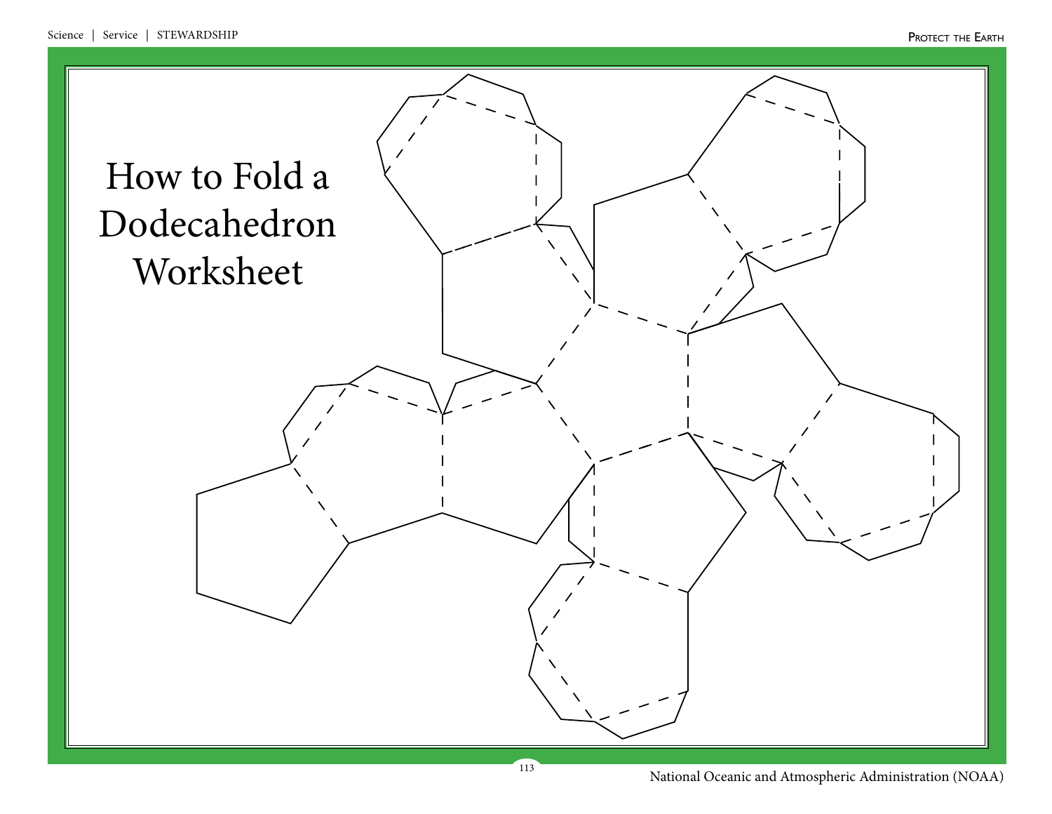# How to Fold a Dodecahedron Worksheet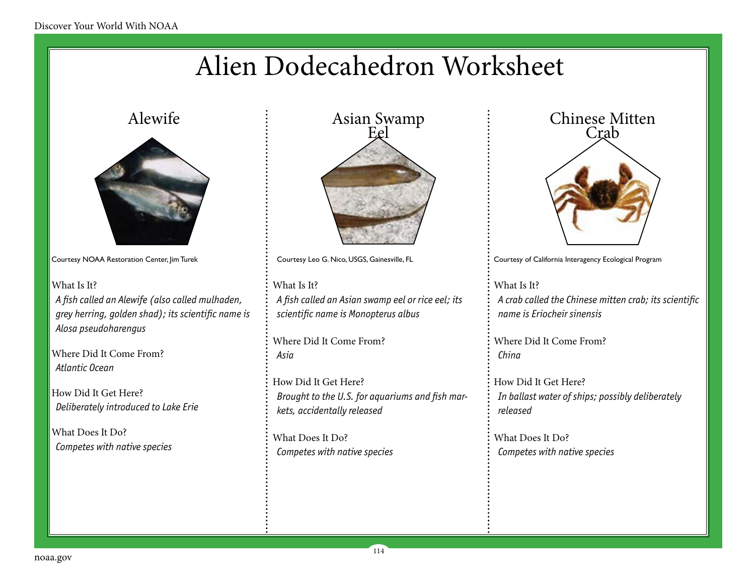# Alien Dodecahedron Worksheet

## Alewife

Courtesy NOAA Restoration Center, Jim Turek

What Is It?

*A fish called an Alewife (also called mulhaden, grey herring, golden shad); its scientific name is Alosa pseudoharengus*

Where Did It Come From?

*Atlantic Ocean*

How Did It Get Here?

*Deliberately introduced to Lake Erie*

What Does It Do?

*Competes with native species*

## Asian Swamp Eel

Courtesy Leo G. Nico, USGS, Gainesville, FL

What Is It?

*A fish called an Asian swamp eel or rice eel; its scientific name is Monopterus albus*

Where Did It Come From?

*Asia*

How Did It Get Here?

*Brought to the U.S. for aquariums and fish markets, accidentally released*

What Does It Do?

*Competes with native species*

## Chinese Mitten Crab

Courtesy of California Interagency Ecological Program

What Is It?

*A crab called the Chinese mitten crab; its scientific name is Eriocheir sinensis*

Where Did It Come From?

*China*

How Did It Get Here?

*In ballast water of ships; possibly deliberately released*

What Does It Do?

*Competes with native species*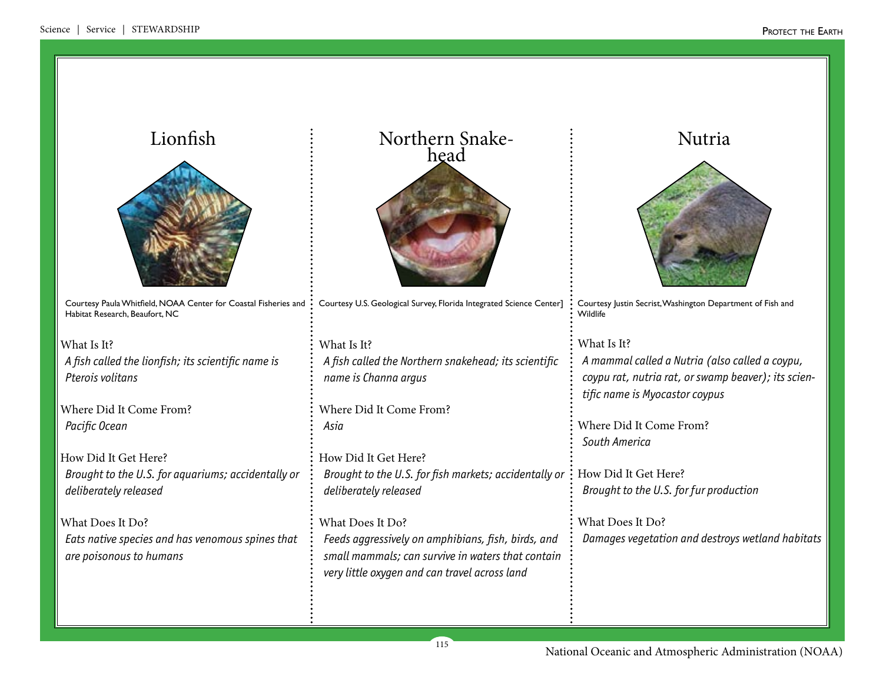## Lionfish

Courtesy Paula Whitfield, NOAA Center for Coastal Fisheries and Habitat Research, Beaufort, NC

What Is It?

*A fish called the lionfish; its scientific name is Pterois volitans*

Where Did It Come From?

*Pacific Ocean*

How Did It Get Here?

*Brought to the U.S. for aquariums; accidentally or deliberately released*

What Does It Do?

*Eats native species and has venomous spines that are poisonous to humans*

## Northern Snake-head

Courtesy U.S. Geological Survey, Florida Integrated Science Center]

What Is It?

*A fish called the Northern snakehead; its scientific name is Channa argus*

Where Did It Come From?

*Asia*

How Did It Get Here?

*Brought to the U.S. for fish markets; accidentally or deliberately released*

What Does It Do?

*Feeds aggressively on amphibians, fish, birds, and small mammals; can survive in waters that contain very little oxygen and can travel across land*

## Nutria

Courtesy Justin Secrist, Washington Department of Fish and Wildlife

What Is It?

*A mammal called a Nutria (also called a coypu, coypu rat, nutria rat, or swamp beaver); its scientific name is Myocastor coypus*

Where Did It Come From?

*South America*

How Did It Get Here?

*Brought to the U.S. for fur production*

What Does It Do?

*Damages vegetation and destroys wetland habitats*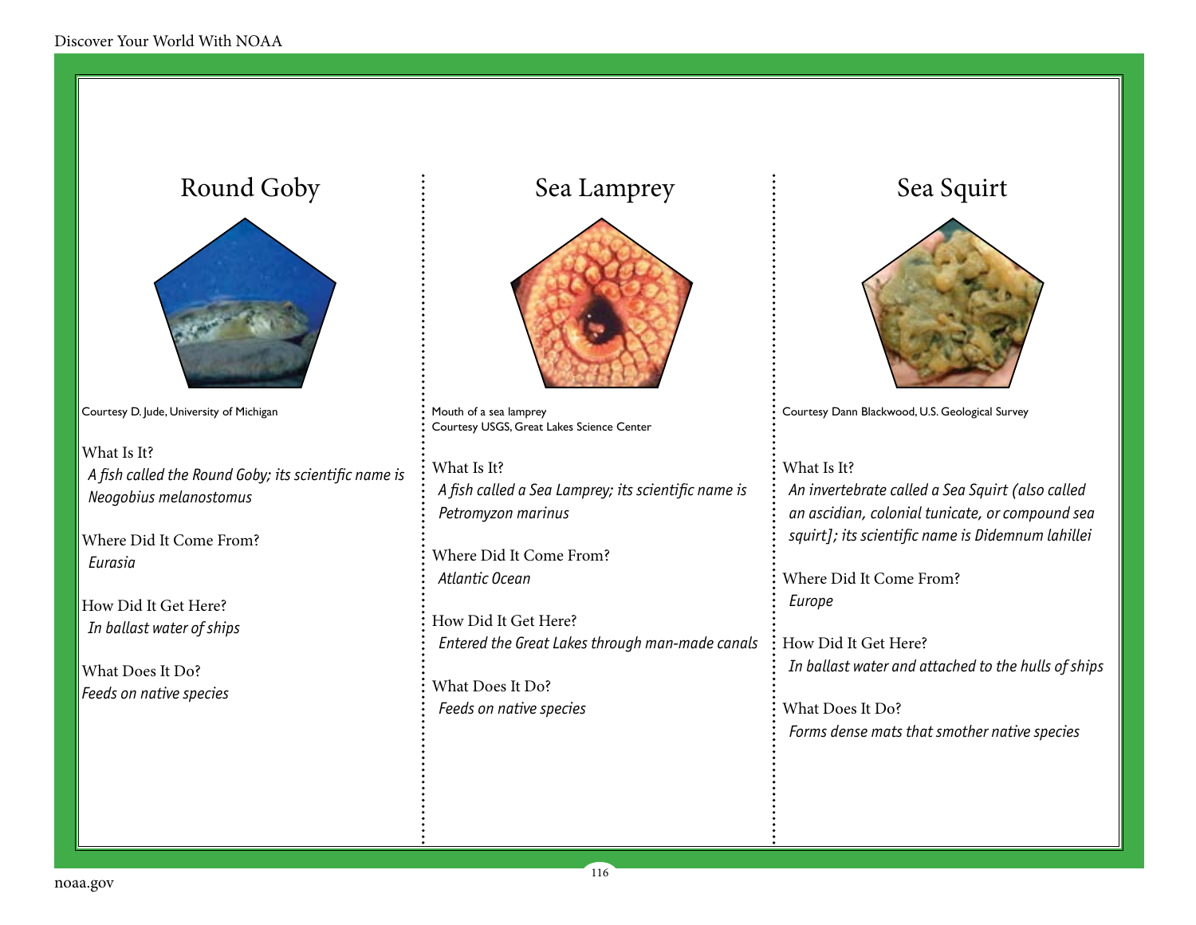## Round Goby

Courtesy D. Jude, University of Michigan

What Is It?
*A fish called the Round Goby; its scientific name is Neogobius melanostomus*

Where Did It Come From?
*Eurasia*

How Did It Get Here?
*In ballast water of ships*

What Does It Do?
*Feeds on native species*

## Sea Lamprey

Mouth of a sea lamprey
Courtesy USGS, Great Lakes Science Center

What Is It?
*A fish called a Sea Lamprey; its scientific name is Petromyzon marinus*

Where Did It Come From?
*Atlantic Ocean*

How Did It Get Here?
*Entered the Great Lakes through man-made canals*

What Does It Do?
*Feeds on native species*

## Sea Squirt

Courtesy Dann Blackwood, U.S. Geological Survey

What Is It?
*An invertebrate called a Sea Squirt (also called an ascidian, colonial tunicate, or compound sea squirt]; its scientific name is Didemnum lahillei*

Where Did It Come From?
*Europe*

How Did It Get Here?
*In ballast water and attached to the hulls of ships*

What Does It Do?
*Forms dense mats that smother native species*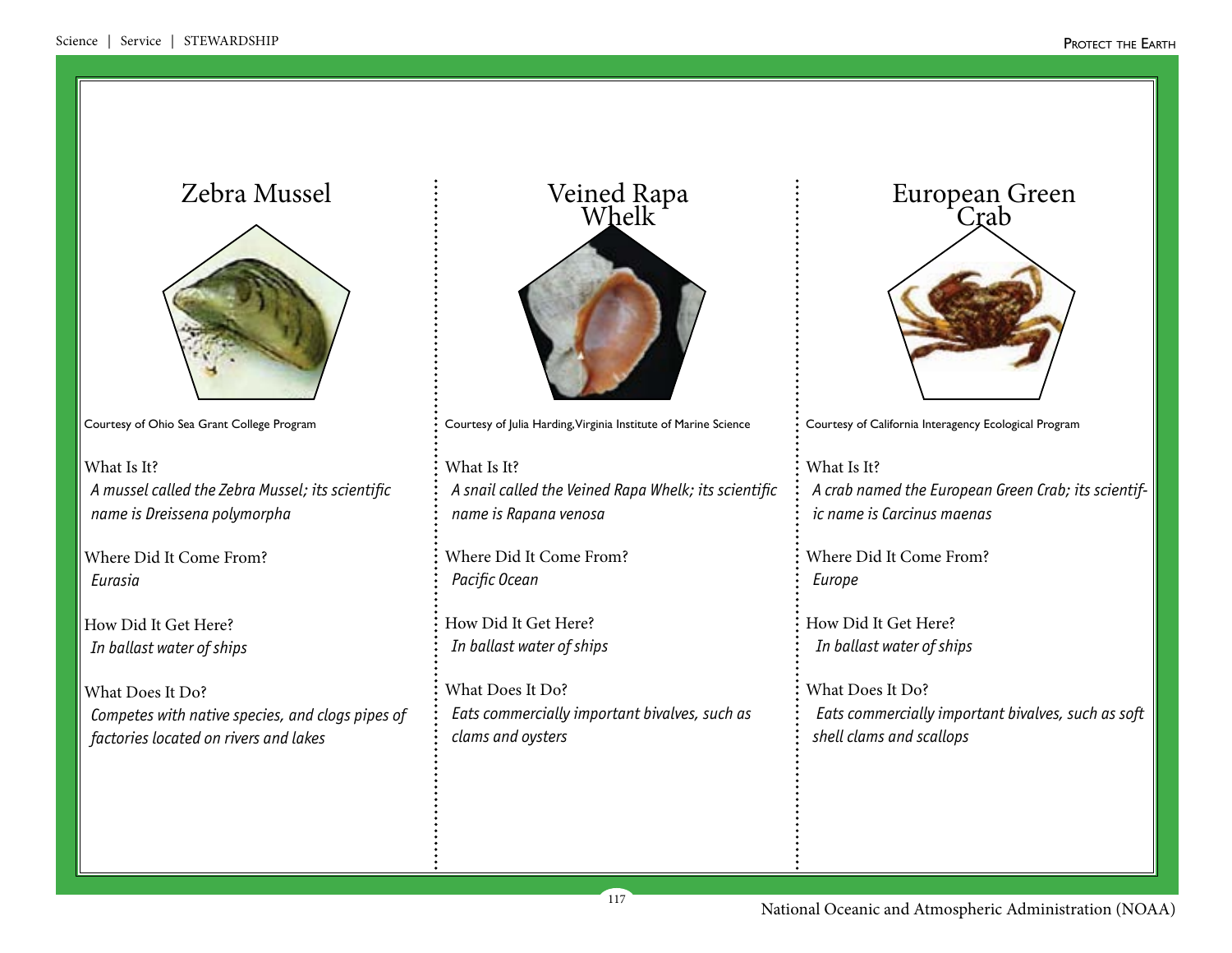## Zebra Mussel

Courtesy of Ohio Sea Grant College Program

What Is It?

*A mussel called the Zebra Mussel; its scientific name is Dreissena polymorpha*

Where Did It Come From?

*Eurasia*

How Did It Get Here?

*In ballast water of ships*

What Does It Do?

*Competes with native species, and clogs pipes of factories located on rivers and lakes*

## Veined Rapa Whelk

Courtesy of Julia Harding, Virginia Institute of Marine Science

What Is It?

*A snail called the Veined Rapa Whelk; its scientific name is Rapana venosa*

Where Did It Come From?

*Pacific Ocean*

How Did It Get Here?

*In ballast water of ships*

What Does It Do?

*Eats commercially important bivalves, such as clams and oysters*

## European Green Crab

Courtesy of California Interagency Ecological Program

What Is It?

*A crab named the European Green Crab; its scientific name is Carcinus maenas*

Where Did It Come From?

*Europe*

How Did It Get Here?

*In ballast water of ships*

What Does It Do?

*Eats commercially important bivalves, such as soft shell clams and scallops*